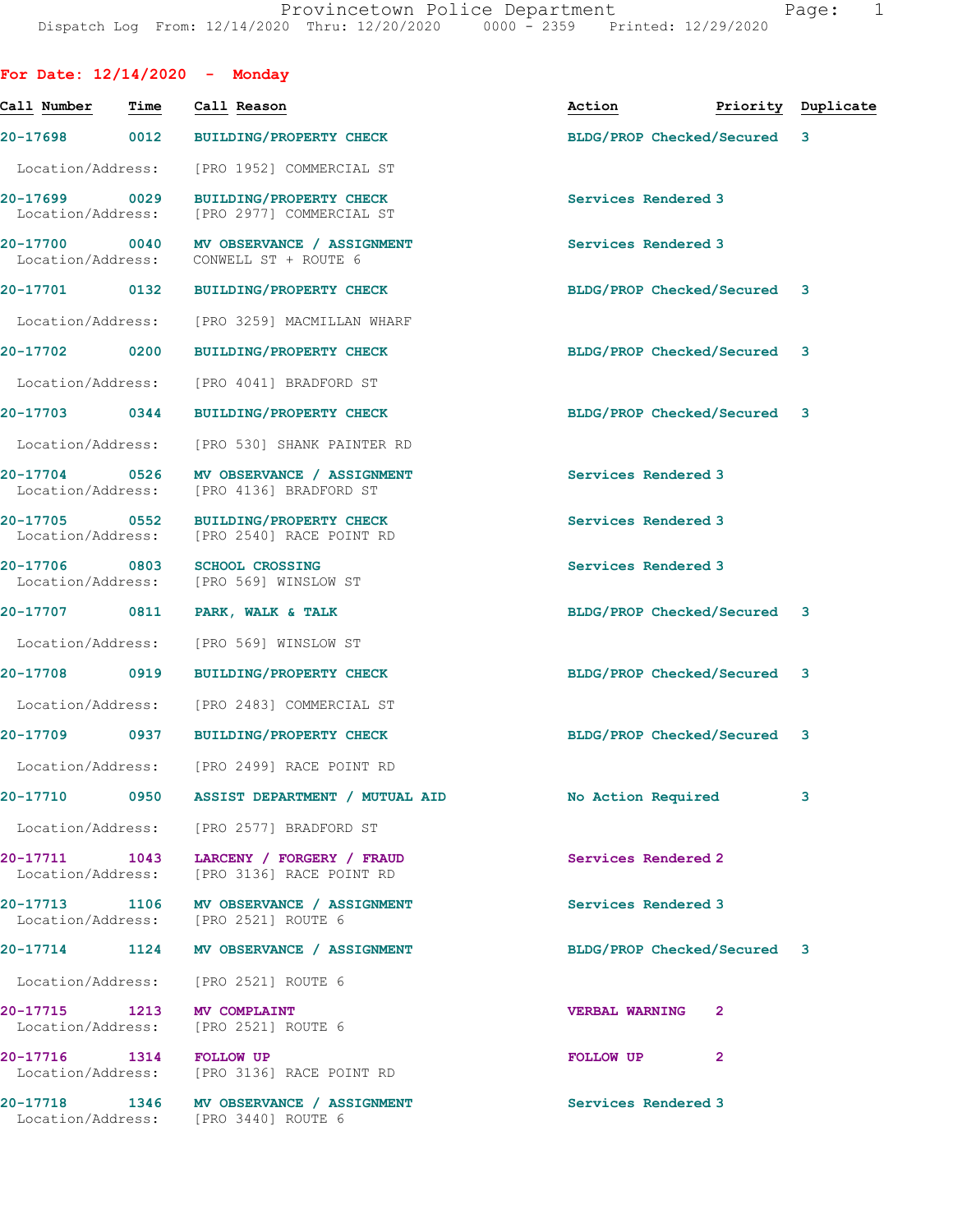Provincetown Police Department
Dispatch Log From: 12/14/2020 Thru: 12/20/2020 0000 - 2359 Printed: 12/29/2020

## For Date: 12/14/2020 - Monday

| Call Number | Time | Call Reason | Action | Priority | Duplicate |
|---|---|---|---|---|---|
| 20-17698 | 0012 | BUILDING/PROPERTY CHECK | BLDG/PROP Checked/Secured | 3 | |
| Location/Address: | | [PRO 1952] COMMERCIAL ST | | | |
| 20-17699 | 0029 | BUILDING/PROPERTY CHECK | Services Rendered | 3 | |
| Location/Address: | | [PRO 2977] COMMERCIAL ST | | | |
| 20-17700 | 0040 | MV OBSERVANCE / ASSIGNMENT | Services Rendered | 3 | |
| Location/Address: | | CONWELL ST + ROUTE 6 | | | |
| 20-17701 | 0132 | BUILDING/PROPERTY CHECK | BLDG/PROP Checked/Secured | 3 | |
| Location/Address: | | [PRO 3259] MACMILLAN WHARF | | | |
| 20-17702 | 0200 | BUILDING/PROPERTY CHECK | BLDG/PROP Checked/Secured | 3 | |
| Location/Address: | | [PRO 4041] BRADFORD ST | | | |
| 20-17703 | 0344 | BUILDING/PROPERTY CHECK | BLDG/PROP Checked/Secured | 3 | |
| Location/Address: | | [PRO 530] SHANK PAINTER RD | | | |
| 20-17704 | 0526 | MV OBSERVANCE / ASSIGNMENT | Services Rendered | 3 | |
| Location/Address: | | [PRO 4136] BRADFORD ST | | | |
| 20-17705 | 0552 | BUILDING/PROPERTY CHECK | Services Rendered | 3 | |
| Location/Address: | | [PRO 2540] RACE POINT RD | | | |
| 20-17706 | 0803 | SCHOOL CROSSING | Services Rendered | 3 | |
| Location/Address: | | [PRO 569] WINSLOW ST | | | |
| 20-17707 | 0811 | PARK, WALK & TALK | BLDG/PROP Checked/Secured | 3 | |
| Location/Address: | | [PRO 569] WINSLOW ST | | | |
| 20-17708 | 0919 | BUILDING/PROPERTY CHECK | BLDG/PROP Checked/Secured | 3 | |
| Location/Address: | | [PRO 2483] COMMERCIAL ST | | | |
| 20-17709 | 0937 | BUILDING/PROPERTY CHECK | BLDG/PROP Checked/Secured | 3 | |
| Location/Address: | | [PRO 2499] RACE POINT RD | | | |
| 20-17710 | 0950 | ASSIST DEPARTMENT / MUTUAL AID | No Action Required | 3 | |
| Location/Address: | | [PRO 2577] BRADFORD ST | | | |
| 20-17711 | 1043 | LARCENY / FORGERY / FRAUD | Services Rendered | 2 | |
| Location/Address: | | [PRO 3136] RACE POINT RD | | | |
| 20-17713 | 1106 | MV OBSERVANCE / ASSIGNMENT | Services Rendered | 3 | |
| Location/Address: | | [PRO 2521] ROUTE 6 | | | |
| 20-17714 | 1124 | MV OBSERVANCE / ASSIGNMENT | BLDG/PROP Checked/Secured | 3 | |
| Location/Address: | | [PRO 2521] ROUTE 6 | | | |
| 20-17715 | 1213 | MV COMPLAINT | VERBAL WARNING | 2 | |
| Location/Address: | | [PRO 2521] ROUTE 6 | | | |
| 20-17716 | 1314 | FOLLOW UP | FOLLOW UP | 2 | |
| Location/Address: | | [PRO 3136] RACE POINT RD | | | |
| 20-17718 | 1346 | MV OBSERVANCE / ASSIGNMENT | Services Rendered | 3 | |
| Location/Address: | | [PRO 3440] ROUTE 6 | | | |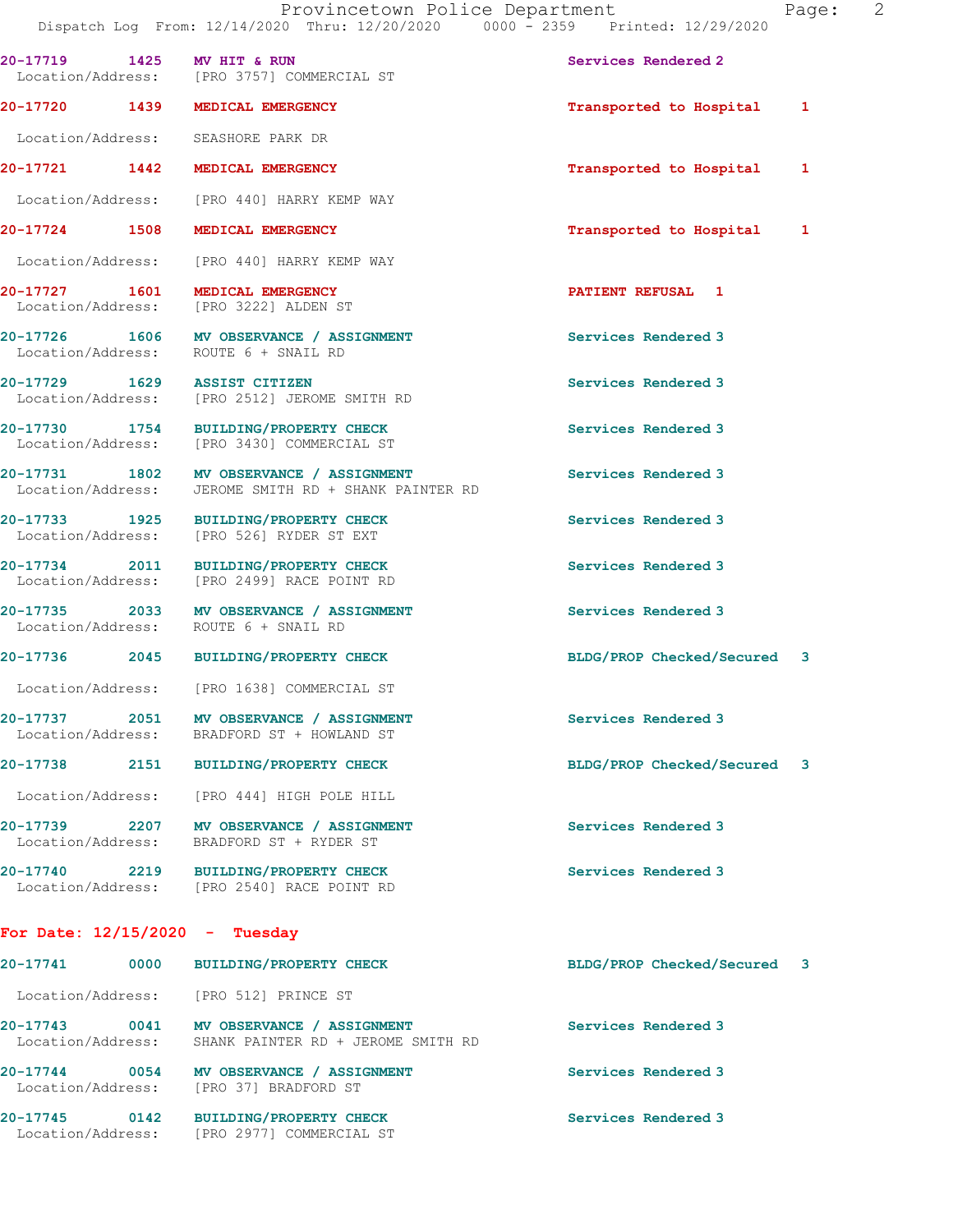20-17719 1425 **MV HIT & RUN** Services Rendered 2
Location/Address: [PRO 3757] COMMERCIAL ST

20-17720 1439 **MEDICAL EMERGENCY** Transported to Hospital 1
Location/Address: SEASHORE PARK DR

20-17721 1442 **MEDICAL EMERGENCY** Transported to Hospital 1
Location/Address: [PRO 440] HARRY KEMP WAY

20-17724 1508 **MEDICAL EMERGENCY** Transported to Hospital 1
Location/Address: [PRO 440] HARRY KEMP WAY

20-17727 1601 **MEDICAL EMERGENCY** PATIENT REFUSAL 1
Location/Address: [PRO 3222] ALDEN ST

20-17726 1606 **MV OBSERVANCE / ASSIGNMENT** Services Rendered 3
Location/Address: ROUTE 6 + SNAIL RD

20-17729 1629 **ASSIST CITIZEN** Services Rendered 3
Location/Address: [PRO 2512] JEROME SMITH RD

20-17730 1754 **BUILDING/PROPERTY CHECK** Services Rendered 3
Location/Address: [PRO 3430] COMMERCIAL ST

20-17731 1802 **MV OBSERVANCE / ASSIGNMENT** Services Rendered 3
Location/Address: JEROME SMITH RD + SHANK PAINTER RD

20-17733 1925 **BUILDING/PROPERTY CHECK** Services Rendered 3
Location/Address: [PRO 526] RYDER ST EXT

20-17734 2011 **BUILDING/PROPERTY CHECK** Services Rendered 3
Location/Address: [PRO 2499] RACE POINT RD

20-17735 2033 **MV OBSERVANCE / ASSIGNMENT** Services Rendered 3
Location/Address: ROUTE 6 + SNAIL RD

20-17736 2045 **BUILDING/PROPERTY CHECK** BLDG/PROP Checked/Secured 3
Location/Address: [PRO 1638] COMMERCIAL ST

20-17737 2051 **MV OBSERVANCE / ASSIGNMENT** Services Rendered 3
Location/Address: BRADFORD ST + HOWLAND ST

20-17738 2151 **BUILDING/PROPERTY CHECK** BLDG/PROP Checked/Secured 3
Location/Address: [PRO 444] HIGH POLE HILL

20-17739 2207 **MV OBSERVANCE / ASSIGNMENT** Services Rendered 3
Location/Address: BRADFORD ST + RYDER ST

20-17740 2219 **BUILDING/PROPERTY CHECK** Services Rendered 3
Location/Address: [PRO 2540] RACE POINT RD

## For Date: 12/15/2020 - Tuesday

20-17741 0000 **BUILDING/PROPERTY CHECK** BLDG/PROP Checked/Secured 3
Location/Address: [PRO 512] PRINCE ST

20-17743 0041 **MV OBSERVANCE / ASSIGNMENT** Services Rendered 3
Location/Address: SHANK PAINTER RD + JEROME SMITH RD

20-17744 0054 **MV OBSERVANCE / ASSIGNMENT** Services Rendered 3
Location/Address: [PRO 37] BRADFORD ST

20-17745 0142 **BUILDING/PROPERTY CHECK** Services Rendered 3
Location/Address: [PRO 2977] COMMERCIAL ST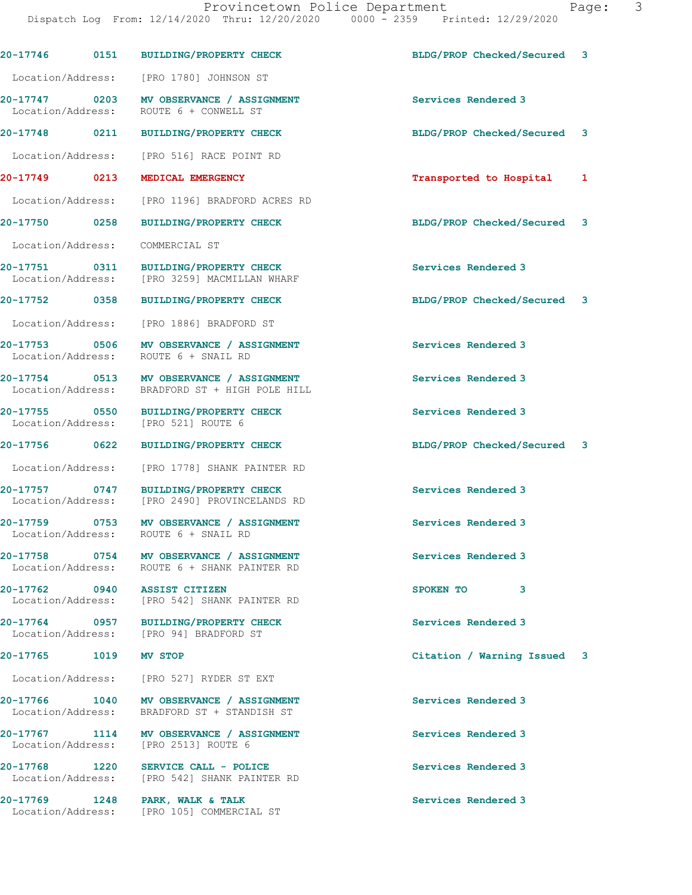20-17746 0151 BUILDING/PROPERTY CHECK BLDG/PROP Checked/Secured 3

Location/Address: [PRO 1780] JOHNSON ST

20-17747 0203 MV OBSERVANCE / ASSIGNMENT Services Rendered 3
Location/Address: ROUTE 6 + CONWELL ST

20-17748 0211 BUILDING/PROPERTY CHECK BLDG/PROP Checked/Secured 3

Location/Address: [PRO 516] RACE POINT RD

20-17749 0213 MEDICAL EMERGENCY Transported to Hospital 1

Location/Address: [PRO 1196] BRADFORD ACRES RD

20-17750 0258 BUILDING/PROPERTY CHECK BLDG/PROP Checked/Secured 3

Location/Address: COMMERCIAL ST

20-17751 0311 BUILDING/PROPERTY CHECK Services Rendered 3
Location/Address: [PRO 3259] MACMILLAN WHARF

20-17752 0358 BUILDING/PROPERTY CHECK BLDG/PROP Checked/Secured 3

Location/Address: [PRO 1886] BRADFORD ST

20-17753 0506 MV OBSERVANCE / ASSIGNMENT Services Rendered 3
Location/Address: ROUTE 6 + SNAIL RD

20-17754 0513 MV OBSERVANCE / ASSIGNMENT Services Rendered 3
Location/Address: BRADFORD ST + HIGH POLE HILL

20-17755 0550 BUILDING/PROPERTY CHECK Services Rendered 3
Location/Address: [PRO 521] ROUTE 6

20-17756 0622 BUILDING/PROPERTY CHECK BLDG/PROP Checked/Secured 3

Location/Address: [PRO 1778] SHANK PAINTER RD

20-17757 0747 BUILDING/PROPERTY CHECK Services Rendered 3
Location/Address: [PRO 2490] PROVINCELANDS RD

20-17759 0753 MV OBSERVANCE / ASSIGNMENT Services Rendered 3
Location/Address: ROUTE 6 + SNAIL RD

20-17758 0754 MV OBSERVANCE / ASSIGNMENT Services Rendered 3
Location/Address: ROUTE 6 + SHANK PAINTER RD

20-17762 0940 ASSIST CITIZEN SPOKEN TO 3
Location/Address: [PRO 542] SHANK PAINTER RD

20-17764 0957 BUILDING/PROPERTY CHECK Services Rendered 3
Location/Address: [PRO 94] BRADFORD ST

20-17765 1019 MV STOP Citation / Warning Issued 3

Location/Address: [PRO 527] RYDER ST EXT

20-17766 1040 MV OBSERVANCE / ASSIGNMENT Services Rendered 3
Location/Address: BRADFORD ST + STANDISH ST

20-17767 1114 MV OBSERVANCE / ASSIGNMENT Services Rendered 3
Location/Address: [PRO 2513] ROUTE 6

20-17768 1220 SERVICE CALL - POLICE Services Rendered 3
Location/Address: [PRO 542] SHANK PAINTER RD

20-17769 1248 PARK, WALK & TALK Services Rendered 3
Location/Address: [PRO 105] COMMERCIAL ST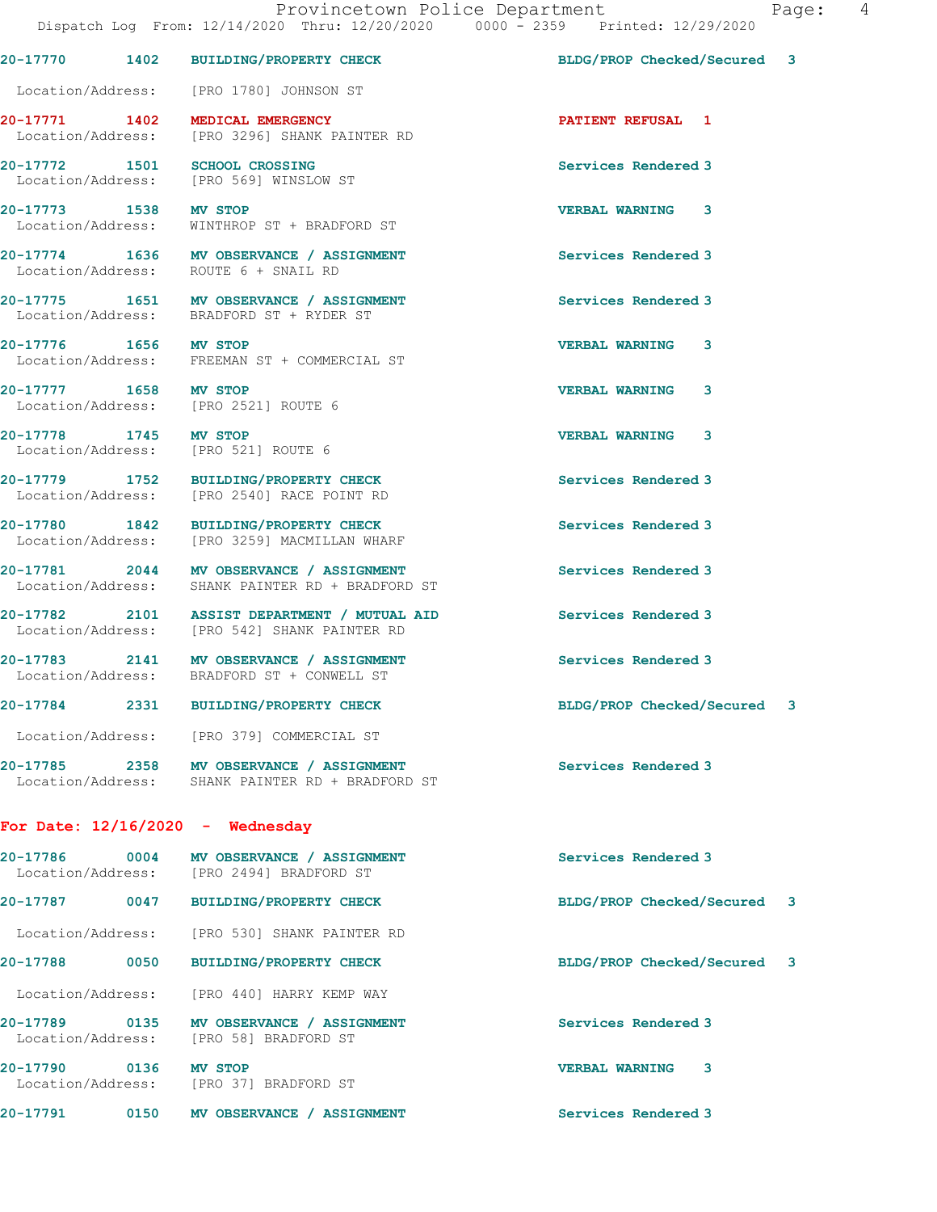| Call # | Time | Call Type | Disposition | Priority |
|---|---|---|---|---|
| 20-17770 | 1402 | BUILDING/PROPERTY CHECK | BLDG/PROP Checked/Secured | 3 |

Location/Address: [PRO 1780] JOHNSON ST

| Call # | Time | Call Type | Disposition | Priority |
|---|---|---|---|---|
| 20-17771 | 1402 | MEDICAL EMERGENCY | PATIENT REFUSAL | 1 |

Location/Address: [PRO 3296] SHANK PAINTER RD

| Call # | Time | Call Type | Disposition | Priority |
|---|---|---|---|---|
| 20-17772 | 1501 | SCHOOL CROSSING | Services Rendered | 3 |

Location/Address: [PRO 569] WINSLOW ST

| Call # | Time | Call Type | Disposition | Priority |
|---|---|---|---|---|
| 20-17773 | 1538 | MV STOP | VERBAL WARNING | 3 |

Location/Address: WINTHROP ST + BRADFORD ST

| Call # | Time | Call Type | Disposition | Priority |
|---|---|---|---|---|
| 20-17774 | 1636 | MV OBSERVANCE / ASSIGNMENT | Services Rendered | 3 |

Location/Address: ROUTE 6 + SNAIL RD

| Call # | Time | Call Type | Disposition | Priority |
|---|---|---|---|---|
| 20-17775 | 1651 | MV OBSERVANCE / ASSIGNMENT | Services Rendered | 3 |

Location/Address: BRADFORD ST + RYDER ST

| Call # | Time | Call Type | Disposition | Priority |
|---|---|---|---|---|
| 20-17776 | 1656 | MV STOP | VERBAL WARNING | 3 |

Location/Address: FREEMAN ST + COMMERCIAL ST

| Call # | Time | Call Type | Disposition | Priority |
|---|---|---|---|---|
| 20-17777 | 1658 | MV STOP | VERBAL WARNING | 3 |

Location/Address: [PRO 2521] ROUTE 6

| Call # | Time | Call Type | Disposition | Priority |
|---|---|---|---|---|
| 20-17778 | 1745 | MV STOP | VERBAL WARNING | 3 |

Location/Address: [PRO 521] ROUTE 6

| Call # | Time | Call Type | Disposition | Priority |
|---|---|---|---|---|
| 20-17779 | 1752 | BUILDING/PROPERTY CHECK | Services Rendered | 3 |

Location/Address: [PRO 2540] RACE POINT RD

| Call # | Time | Call Type | Disposition | Priority |
|---|---|---|---|---|
| 20-17780 | 1842 | BUILDING/PROPERTY CHECK | Services Rendered | 3 |

Location/Address: [PRO 3259] MACMILLAN WHARF

| Call # | Time | Call Type | Disposition | Priority |
|---|---|---|---|---|
| 20-17781 | 2044 | MV OBSERVANCE / ASSIGNMENT | Services Rendered | 3 |

Location/Address: SHANK PAINTER RD + BRADFORD ST

| Call # | Time | Call Type | Disposition | Priority |
|---|---|---|---|---|
| 20-17782 | 2101 | ASSIST DEPARTMENT / MUTUAL AID | Services Rendered | 3 |

Location/Address: [PRO 542] SHANK PAINTER RD

| Call # | Time | Call Type | Disposition | Priority |
|---|---|---|---|---|
| 20-17783 | 2141 | MV OBSERVANCE / ASSIGNMENT | Services Rendered | 3 |

Location/Address: BRADFORD ST + CONWELL ST

| Call # | Time | Call Type | Disposition | Priority |
|---|---|---|---|---|
| 20-17784 | 2331 | BUILDING/PROPERTY CHECK | BLDG/PROP Checked/Secured | 3 |

Location/Address: [PRO 379] COMMERCIAL ST

| Call # | Time | Call Type | Disposition | Priority |
|---|---|---|---|---|
| 20-17785 | 2358 | MV OBSERVANCE / ASSIGNMENT | Services Rendered | 3 |

Location/Address: SHANK PAINTER RD + BRADFORD ST

## For Date: 12/16/2020 - Wednesday

| Call # | Time | Call Type | Disposition | Priority |
|---|---|---|---|---|
| 20-17786 | 0004 | MV OBSERVANCE / ASSIGNMENT | Services Rendered | 3 |

Location/Address: [PRO 2494] BRADFORD ST

| Call # | Time | Call Type | Disposition | Priority |
|---|---|---|---|---|
| 20-17787 | 0047 | BUILDING/PROPERTY CHECK | BLDG/PROP Checked/Secured | 3 |

Location/Address: [PRO 530] SHANK PAINTER RD

| Call # | Time | Call Type | Disposition | Priority |
|---|---|---|---|---|
| 20-17788 | 0050 | BUILDING/PROPERTY CHECK | BLDG/PROP Checked/Secured | 3 |

Location/Address: [PRO 440] HARRY KEMP WAY

| Call # | Time | Call Type | Disposition | Priority |
|---|---|---|---|---|
| 20-17789 | 0135 | MV OBSERVANCE / ASSIGNMENT | Services Rendered | 3 |

Location/Address: [PRO 58] BRADFORD ST

| Call # | Time | Call Type | Disposition | Priority |
|---|---|---|---|---|
| 20-17790 | 0136 | MV STOP | VERBAL WARNING | 3 |

Location/Address: [PRO 37] BRADFORD ST

| Call # | Time | Call Type | Disposition | Priority |
|---|---|---|---|---|
| 20-17791 | 0150 | MV OBSERVANCE / ASSIGNMENT | Services Rendered | 3 |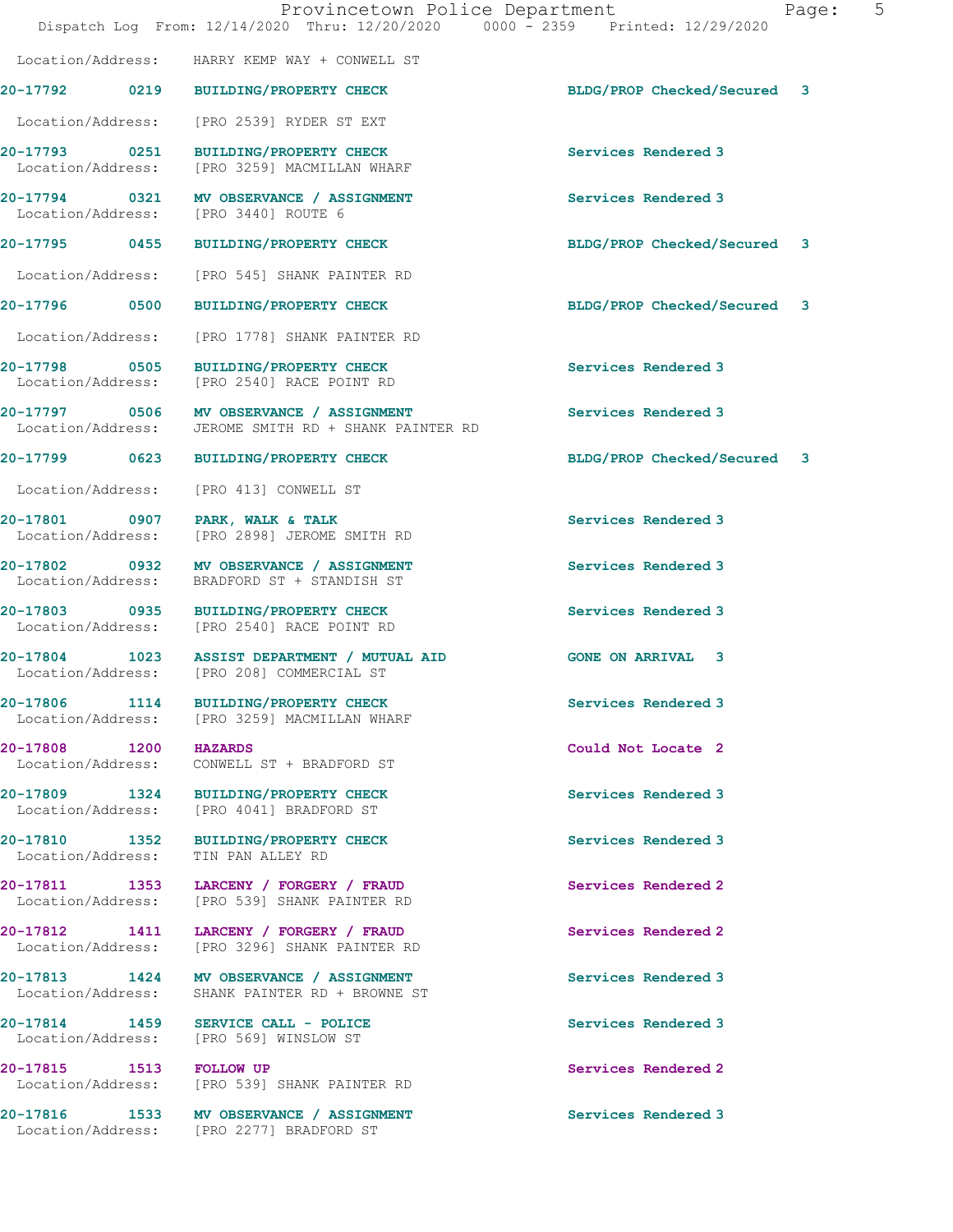Location/Address: HARRY KEMP WAY + CONWELL ST

**20-17792 0219 BUILDING/PROPERTY CHECK** BLDG/PROP Checked/Secured 3
Location/Address: [PRO 2539] RYDER ST EXT

**20-17793 0251 BUILDING/PROPERTY CHECK** Services Rendered 3
Location/Address: [PRO 3259] MACMILLAN WHARF

**20-17794 0321 MV OBSERVANCE / ASSIGNMENT** Services Rendered 3
Location/Address: [PRO 3440] ROUTE 6

**20-17795 0455 BUILDING/PROPERTY CHECK** BLDG/PROP Checked/Secured 3
Location/Address: [PRO 545] SHANK PAINTER RD

**20-17796 0500 BUILDING/PROPERTY CHECK** BLDG/PROP Checked/Secured 3
Location/Address: [PRO 1778] SHANK PAINTER RD

**20-17798 0505 BUILDING/PROPERTY CHECK** Services Rendered 3
Location/Address: [PRO 2540] RACE POINT RD

**20-17797 0506 MV OBSERVANCE / ASSIGNMENT** Services Rendered 3
Location/Address: JEROME SMITH RD + SHANK PAINTER RD

**20-17799 0623 BUILDING/PROPERTY CHECK** BLDG/PROP Checked/Secured 3
Location/Address: [PRO 413] CONWELL ST

**20-17801 0907 PARK, WALK & TALK** Services Rendered 3
Location/Address: [PRO 2898] JEROME SMITH RD

**20-17802 0932 MV OBSERVANCE / ASSIGNMENT** Services Rendered 3
Location/Address: BRADFORD ST + STANDISH ST

**20-17803 0935 BUILDING/PROPERTY CHECK** Services Rendered 3
Location/Address: [PRO 2540] RACE POINT RD

**20-17804 1023 ASSIST DEPARTMENT / MUTUAL AID** GONE ON ARRIVAL 3
Location/Address: [PRO 208] COMMERCIAL ST

**20-17806 1114 BUILDING/PROPERTY CHECK** Services Rendered 3
Location/Address: [PRO 3259] MACMILLAN WHARF

**20-17808 1200 HAZARDS** Could Not Locate 2
Location/Address: CONWELL ST + BRADFORD ST

**20-17809 1324 BUILDING/PROPERTY CHECK** Services Rendered 3
Location/Address: [PRO 4041] BRADFORD ST

**20-17810 1352 BUILDING/PROPERTY CHECK** Services Rendered 3
Location/Address: TIN PAN ALLEY RD

**20-17811 1353 LARCENY / FORGERY / FRAUD** Services Rendered 2
Location/Address: [PRO 539] SHANK PAINTER RD

**20-17812 1411 LARCENY / FORGERY / FRAUD** Services Rendered 2
Location/Address: [PRO 3296] SHANK PAINTER RD

**20-17813 1424 MV OBSERVANCE / ASSIGNMENT** Services Rendered 3
Location/Address: SHANK PAINTER RD + BROWNE ST

**20-17814 1459 SERVICE CALL - POLICE** Services Rendered 3
Location/Address: [PRO 569] WINSLOW ST

**20-17815 1513 FOLLOW UP** Services Rendered 2
Location/Address: [PRO 539] SHANK PAINTER RD

**20-17816 1533 MV OBSERVANCE / ASSIGNMENT** Services Rendered 3
Location/Address: [PRO 2277] BRADFORD ST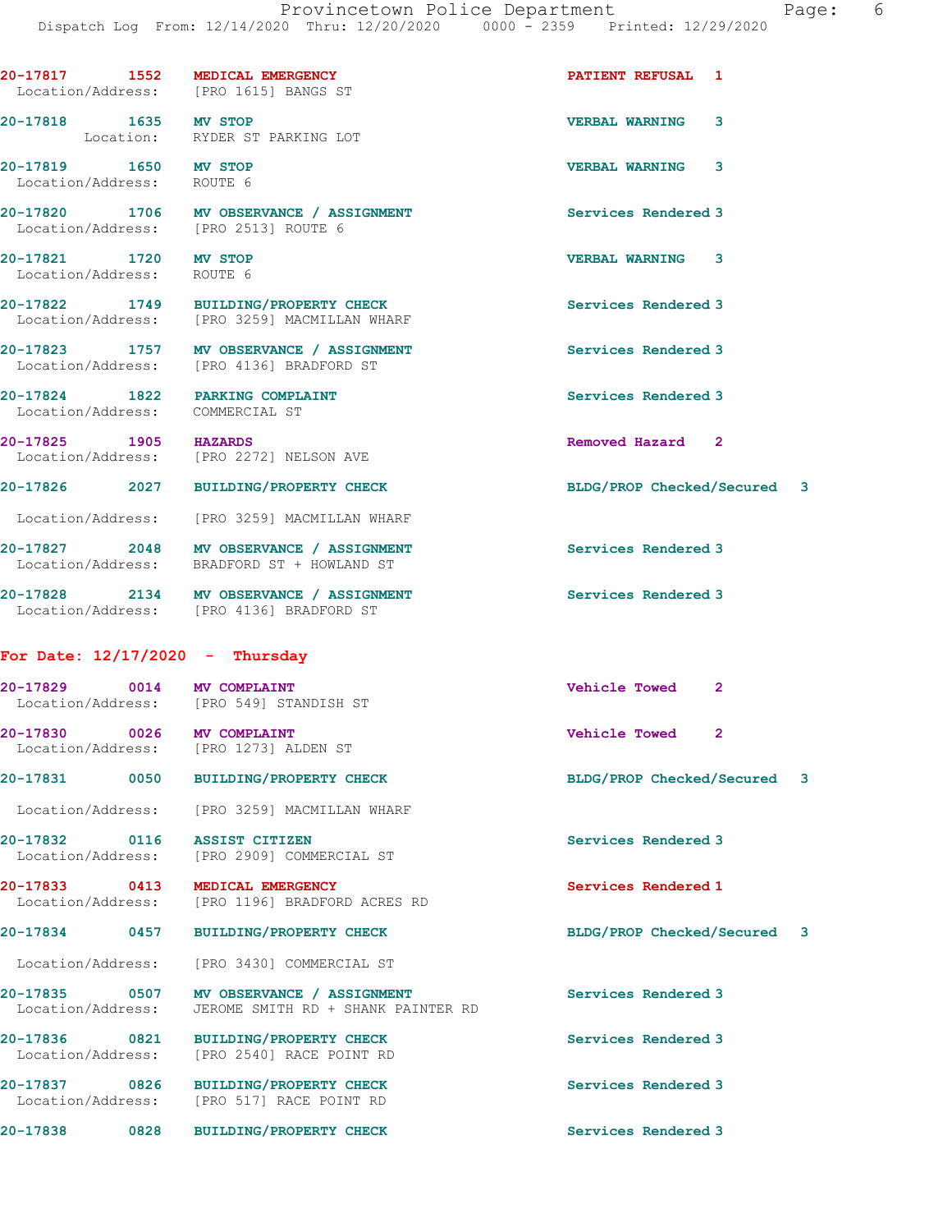20-17817 1552 **MEDICAL EMERGENCY** PATIENT REFUSAL 1
Location/Address: [PRO 1615] BANGS ST

20-17818 1635 **MV STOP** VERBAL WARNING 3
Location: RYDER ST PARKING LOT

20-17819 1650 **MV STOP** VERBAL WARNING 3
Location/Address: ROUTE 6

20-17820 1706 **MV OBSERVANCE / ASSIGNMENT** Services Rendered 3
Location/Address: [PRO 2513] ROUTE 6

20-17821 1720 **MV STOP** VERBAL WARNING 3
Location/Address: ROUTE 6

20-17822 1749 **BUILDING/PROPERTY CHECK** Services Rendered 3
Location/Address: [PRO 3259] MACMILLAN WHARF

20-17823 1757 **MV OBSERVANCE / ASSIGNMENT** Services Rendered 3
Location/Address: [PRO 4136] BRADFORD ST

20-17824 1822 **PARKING COMPLAINT** Services Rendered 3
Location/Address: COMMERCIAL ST

20-17825 1905 **HAZARDS** Removed Hazard 2
Location/Address: [PRO 2272] NELSON AVE

20-17826 2027 **BUILDING/PROPERTY CHECK** BLDG/PROP Checked/Secured 3
Location/Address: [PRO 3259] MACMILLAN WHARF

20-17827 2048 **MV OBSERVANCE / ASSIGNMENT** Services Rendered 3
Location/Address: BRADFORD ST + HOWLAND ST

20-17828 2134 **MV OBSERVANCE / ASSIGNMENT** Services Rendered 3
Location/Address: [PRO 4136] BRADFORD ST

## For Date: 12/17/2020 - Thursday

20-17829 0014 **MV COMPLAINT** Vehicle Towed 2
Location/Address: [PRO 549] STANDISH ST

20-17830 0026 **MV COMPLAINT** Vehicle Towed 2
Location/Address: [PRO 1273] ALDEN ST

20-17831 0050 **BUILDING/PROPERTY CHECK** BLDG/PROP Checked/Secured 3
Location/Address: [PRO 3259] MACMILLAN WHARF

20-17832 0116 **ASSIST CITIZEN** Services Rendered 3
Location/Address: [PRO 2909] COMMERCIAL ST

20-17833 0413 **MEDICAL EMERGENCY** Services Rendered 1
Location/Address: [PRO 1196] BRADFORD ACRES RD

20-17834 0457 **BUILDING/PROPERTY CHECK** BLDG/PROP Checked/Secured 3
Location/Address: [PRO 3430] COMMERCIAL ST

20-17835 0507 **MV OBSERVANCE / ASSIGNMENT** Services Rendered 3
Location/Address: JEROME SMITH RD + SHANK PAINTER RD

20-17836 0821 **BUILDING/PROPERTY CHECK** Services Rendered 3
Location/Address: [PRO 2540] RACE POINT RD

20-17837 0826 **BUILDING/PROPERTY CHECK** Services Rendered 3
Location/Address: [PRO 517] RACE POINT RD

20-17838 0828 **BUILDING/PROPERTY CHECK** Services Rendered 3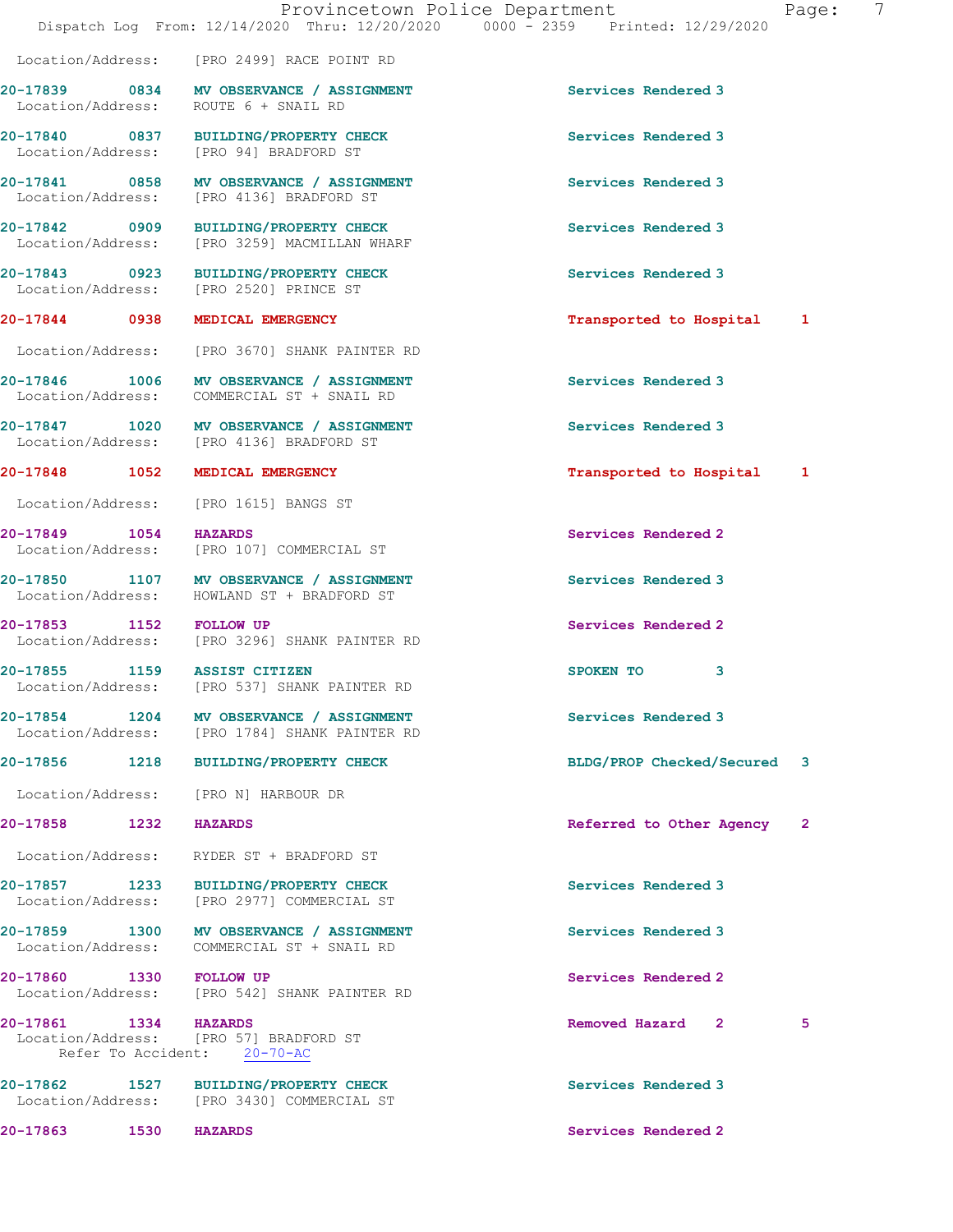Location/Address: [PRO 2499] RACE POINT RD

**20-17839 0834 MV OBSERVANCE / ASSIGNMENT** Services Rendered 3
Location/Address: ROUTE 6 + SNAIL RD

**20-17840 0837 BUILDING/PROPERTY CHECK** Services Rendered 3
Location/Address: [PRO 94] BRADFORD ST

**20-17841 0858 MV OBSERVANCE / ASSIGNMENT** Services Rendered 3
Location/Address: [PRO 4136] BRADFORD ST

**20-17842 0909 BUILDING/PROPERTY CHECK** Services Rendered 3
Location/Address: [PRO 3259] MACMILLAN WHARF

**20-17843 0923 BUILDING/PROPERTY CHECK** Services Rendered 3
Location/Address: [PRO 2520] PRINCE ST

**20-17844 0938 MEDICAL EMERGENCY** Transported to Hospital 1
Location/Address: [PRO 3670] SHANK PAINTER RD

**20-17846 1006 MV OBSERVANCE / ASSIGNMENT** Services Rendered 3
Location/Address: COMMERCIAL ST + SNAIL RD

**20-17847 1020 MV OBSERVANCE / ASSIGNMENT** Services Rendered 3
Location/Address: [PRO 4136] BRADFORD ST

**20-17848 1052 MEDICAL EMERGENCY** Transported to Hospital 1
Location/Address: [PRO 1615] BANGS ST

**20-17849 1054 HAZARDS** Services Rendered 2
Location/Address: [PRO 107] COMMERCIAL ST

**20-17850 1107 MV OBSERVANCE / ASSIGNMENT** Services Rendered 3
Location/Address: HOWLAND ST + BRADFORD ST

**20-17853 1152 FOLLOW UP** Services Rendered 2
Location/Address: [PRO 3296] SHANK PAINTER RD

**20-17855 1159 ASSIST CITIZEN** SPOKEN TO 3
Location/Address: [PRO 537] SHANK PAINTER RD

**20-17854 1204 MV OBSERVANCE / ASSIGNMENT** Services Rendered 3
Location/Address: [PRO 1784] SHANK PAINTER RD

**20-17856 1218 BUILDING/PROPERTY CHECK** BLDG/PROP Checked/Secured 3
Location/Address: [PRO N] HARBOUR DR

**20-17858 1232 HAZARDS** Referred to Other Agency 2
Location/Address: RYDER ST + BRADFORD ST

**20-17857 1233 BUILDING/PROPERTY CHECK** Services Rendered 3
Location/Address: [PRO 2977] COMMERCIAL ST

**20-17859 1300 MV OBSERVANCE / ASSIGNMENT** Services Rendered 3
Location/Address: COMMERCIAL ST + SNAIL RD

**20-17860 1330 FOLLOW UP** Services Rendered 2
Location/Address: [PRO 542] SHANK PAINTER RD

**20-17861 1334 HAZARDS** Removed Hazard 2 5
Location/Address: [PRO 57] BRADFORD ST
Refer To Accident: 20-70-AC

**20-17862 1527 BUILDING/PROPERTY CHECK** Services Rendered 3
Location/Address: [PRO 3430] COMMERCIAL ST

**20-17863 1530 HAZARDS** Services Rendered 2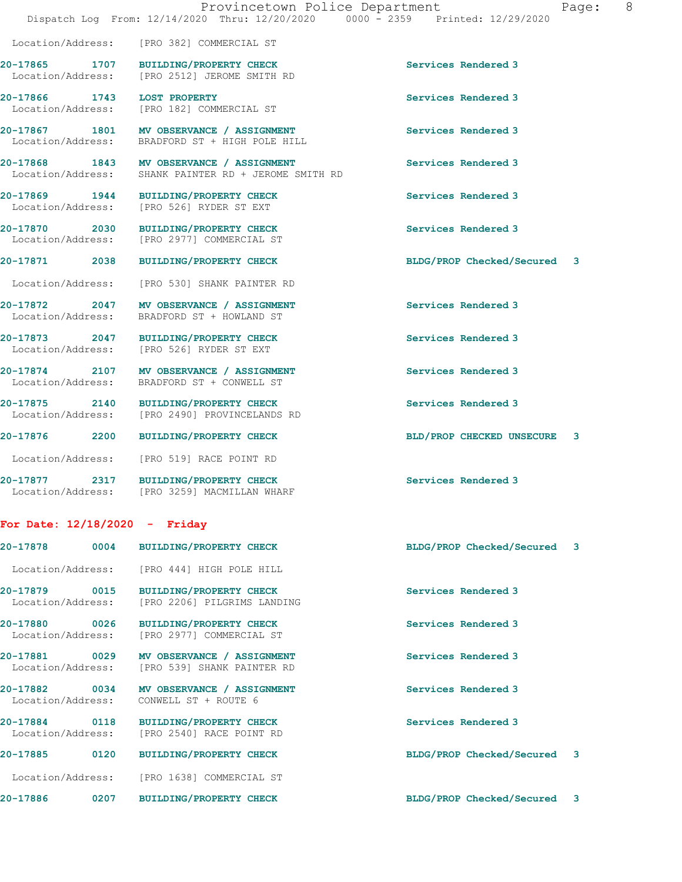Location/Address: [PRO 382] COMMERCIAL ST

**20-17865 1707 BUILDING/PROPERTY CHECK** Services Rendered 3
Location/Address: [PRO 2512] JEROME SMITH RD

**20-17866 1743 LOST PROPERTY** Services Rendered 3
Location/Address: [PRO 182] COMMERCIAL ST

**20-17867 1801 MV OBSERVANCE / ASSIGNMENT** Services Rendered 3
Location/Address: BRADFORD ST + HIGH POLE HILL

**20-17868 1843 MV OBSERVANCE / ASSIGNMENT** Services Rendered 3
Location/Address: SHANK PAINTER RD + JEROME SMITH RD

**20-17869 1944 BUILDING/PROPERTY CHECK** Services Rendered 3
Location/Address: [PRO 526] RYDER ST EXT

**20-17870 2030 BUILDING/PROPERTY CHECK** Services Rendered 3
Location/Address: [PRO 2977] COMMERCIAL ST

**20-17871 2038 BUILDING/PROPERTY CHECK** BLDG/PROP Checked/Secured 3
Location/Address: [PRO 530] SHANK PAINTER RD

**20-17872 2047 MV OBSERVANCE / ASSIGNMENT** Services Rendered 3
Location/Address: BRADFORD ST + HOWLAND ST

**20-17873 2047 BUILDING/PROPERTY CHECK** Services Rendered 3
Location/Address: [PRO 526] RYDER ST EXT

**20-17874 2107 MV OBSERVANCE / ASSIGNMENT** Services Rendered 3
Location/Address: BRADFORD ST + CONWELL ST

**20-17875 2140 BUILDING/PROPERTY CHECK** Services Rendered 3
Location/Address: [PRO 2490] PROVINCELANDS RD

**20-17876 2200 BUILDING/PROPERTY CHECK** BLD/PROP CHECKED UNSECURE 3
Location/Address: [PRO 519] RACE POINT RD

**20-17877 2317 BUILDING/PROPERTY CHECK** Services Rendered 3
Location/Address: [PRO 3259] MACMILLAN WHARF

## For Date: 12/18/2020 - Friday

**20-17878 0004 BUILDING/PROPERTY CHECK** BLDG/PROP Checked/Secured 3
Location/Address: [PRO 444] HIGH POLE HILL

**20-17879 0015 BUILDING/PROPERTY CHECK** Services Rendered 3
Location/Address: [PRO 2206] PILGRIMS LANDING

**20-17880 0026 BUILDING/PROPERTY CHECK** Services Rendered 3
Location/Address: [PRO 2977] COMMERCIAL ST

**20-17881 0029 MV OBSERVANCE / ASSIGNMENT** Services Rendered 3
Location/Address: [PRO 539] SHANK PAINTER RD

**20-17882 0034 MV OBSERVANCE / ASSIGNMENT** Services Rendered 3
Location/Address: CONWELL ST + ROUTE 6

**20-17884 0118 BUILDING/PROPERTY CHECK** Services Rendered 3
Location/Address: [PRO 2540] RACE POINT RD

**20-17885 0120 BUILDING/PROPERTY CHECK** BLDG/PROP Checked/Secured 3
Location/Address: [PRO 1638] COMMERCIAL ST

**20-17886 0207 BUILDING/PROPERTY CHECK** BLDG/PROP Checked/Secured 3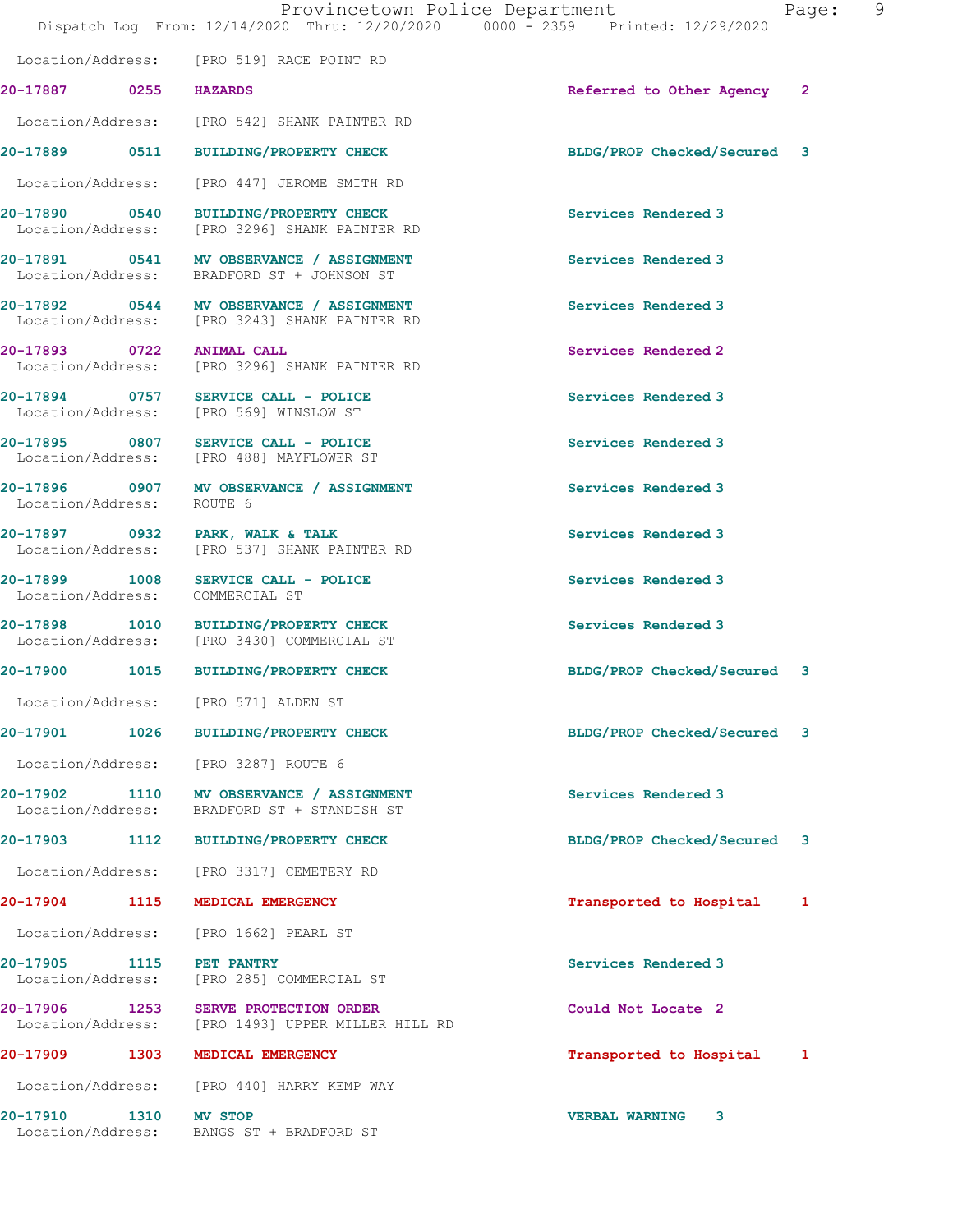Location/Address: [PRO 519] RACE POINT RD

| Call # | Time | Call Type | Disposition | Priority |
|---|---|---|---|---|
| 20-17887 | 0255 | HAZARDS | Referred to Other Agency | 2 |
| | | Location/Address: [PRO 542] SHANK PAINTER RD | | |
| 20-17889 | 0511 | BUILDING/PROPERTY CHECK | BLDG/PROP Checked/Secured | 3 |
| | | Location/Address: [PRO 447] JEROME SMITH RD | | |
| 20-17890 | 0540 | BUILDING/PROPERTY CHECK | Services Rendered | 3 |
| | | Location/Address: [PRO 3296] SHANK PAINTER RD | | |
| 20-17891 | 0541 | MV OBSERVANCE / ASSIGNMENT | Services Rendered | 3 |
| | | Location/Address: BRADFORD ST + JOHNSON ST | | |
| 20-17892 | 0544 | MV OBSERVANCE / ASSIGNMENT | Services Rendered | 3 |
| | | Location/Address: [PRO 3243] SHANK PAINTER RD | | |
| 20-17893 | 0722 | ANIMAL CALL | Services Rendered | 2 |
| | | Location/Address: [PRO 3296] SHANK PAINTER RD | | |
| 20-17894 | 0757 | SERVICE CALL - POLICE | Services Rendered | 3 |
| | | Location/Address: [PRO 569] WINSLOW ST | | |
| 20-17895 | 0807 | SERVICE CALL - POLICE | Services Rendered | 3 |
| | | Location/Address: [PRO 488] MAYFLOWER ST | | |
| 20-17896 | 0907 | MV OBSERVANCE / ASSIGNMENT | Services Rendered | 3 |
| | | Location/Address: ROUTE 6 | | |
| 20-17897 | 0932 | PARK, WALK & TALK | Services Rendered | 3 |
| | | Location/Address: [PRO 537] SHANK PAINTER RD | | |
| 20-17899 | 1008 | SERVICE CALL - POLICE | Services Rendered | 3 |
| | | Location/Address: COMMERCIAL ST | | |
| 20-17898 | 1010 | BUILDING/PROPERTY CHECK | Services Rendered | 3 |
| | | Location/Address: [PRO 3430] COMMERCIAL ST | | |
| 20-17900 | 1015 | BUILDING/PROPERTY CHECK | BLDG/PROP Checked/Secured | 3 |
| | | Location/Address: [PRO 571] ALDEN ST | | |
| 20-17901 | 1026 | BUILDING/PROPERTY CHECK | BLDG/PROP Checked/Secured | 3 |
| | | Location/Address: [PRO 3287] ROUTE 6 | | |
| 20-17902 | 1110 | MV OBSERVANCE / ASSIGNMENT | Services Rendered | 3 |
| | | Location/Address: BRADFORD ST + STANDISH ST | | |
| 20-17903 | 1112 | BUILDING/PROPERTY CHECK | BLDG/PROP Checked/Secured | 3 |
| | | Location/Address: [PRO 3317] CEMETERY RD | | |
| 20-17904 | 1115 | MEDICAL EMERGENCY | Transported to Hospital | 1 |
| | | Location/Address: [PRO 1662] PEARL ST | | |
| 20-17905 | 1115 | PET PANTRY | Services Rendered | 3 |
| | | Location/Address: [PRO 285] COMMERCIAL ST | | |
| 20-17906 | 1253 | SERVE PROTECTION ORDER | Could Not Locate | 2 |
| | | Location/Address: [PRO 1493] UPPER MILLER HILL RD | | |
| 20-17909 | 1303 | MEDICAL EMERGENCY | Transported to Hospital | 1 |
| | | Location/Address: [PRO 440] HARRY KEMP WAY | | |
| 20-17910 | 1310 | MV STOP | VERBAL WARNING | 3 |
| | | Location/Address: BANGS ST + BRADFORD ST | | |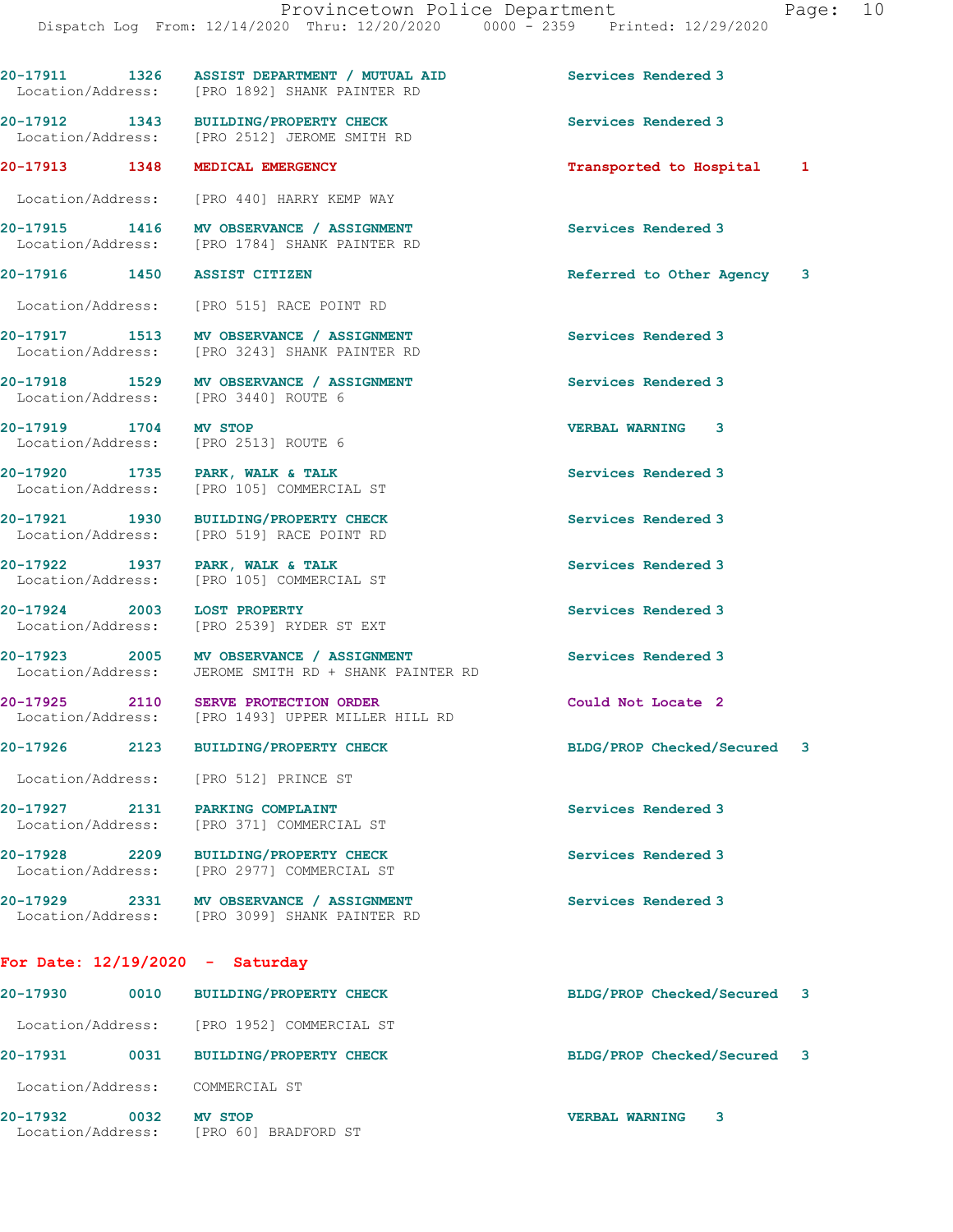20-17911 1326 **ASSIST DEPARTMENT / MUTUAL AID** Services Rendered 3
Location/Address: [PRO 1892] SHANK PAINTER RD

20-17912 1343 **BUILDING/PROPERTY CHECK** Services Rendered 3
Location/Address: [PRO 2512] JEROME SMITH RD

20-17913 1348 **MEDICAL EMERGENCY** Transported to Hospital 1
Location/Address: [PRO 440] HARRY KEMP WAY

20-17915 1416 **MV OBSERVANCE / ASSIGNMENT** Services Rendered 3
Location/Address: [PRO 1784] SHANK PAINTER RD

20-17916 1450 **ASSIST CITIZEN** Referred to Other Agency 3
Location/Address: [PRO 515] RACE POINT RD

20-17917 1513 **MV OBSERVANCE / ASSIGNMENT** Services Rendered 3
Location/Address: [PRO 3243] SHANK PAINTER RD

20-17918 1529 **MV OBSERVANCE / ASSIGNMENT** Services Rendered 3
Location/Address: [PRO 3440] ROUTE 6

20-17919 1704 **MV STOP** VERBAL WARNING 3
Location/Address: [PRO 2513] ROUTE 6

20-17920 1735 **PARK, WALK & TALK** Services Rendered 3
Location/Address: [PRO 105] COMMERCIAL ST

20-17921 1930 **BUILDING/PROPERTY CHECK** Services Rendered 3
Location/Address: [PRO 519] RACE POINT RD

20-17922 1937 **PARK, WALK & TALK** Services Rendered 3
Location/Address: [PRO 105] COMMERCIAL ST

20-17924 2003 **LOST PROPERTY** Services Rendered 3
Location/Address: [PRO 2539] RYDER ST EXT

20-17923 2005 **MV OBSERVANCE / ASSIGNMENT** Services Rendered 3
Location/Address: JEROME SMITH RD + SHANK PAINTER RD

20-17925 2110 **SERVE PROTECTION ORDER** Could Not Locate 2
Location/Address: [PRO 1493] UPPER MILLER HILL RD

20-17926 2123 **BUILDING/PROPERTY CHECK** BLDG/PROP Checked/Secured 3
Location/Address: [PRO 512] PRINCE ST

20-17927 2131 **PARKING COMPLAINT** Services Rendered 3
Location/Address: [PRO 371] COMMERCIAL ST

20-17928 2209 **BUILDING/PROPERTY CHECK** Services Rendered 3
Location/Address: [PRO 2977] COMMERCIAL ST

20-17929 2331 **MV OBSERVANCE / ASSIGNMENT** Services Rendered 3
Location/Address: [PRO 3099] SHANK PAINTER RD

## For Date: 12/19/2020 - Saturday

20-17930 0010 **BUILDING/PROPERTY CHECK** BLDG/PROP Checked/Secured 3
Location/Address: [PRO 1952] COMMERCIAL ST

20-17931 0031 **BUILDING/PROPERTY CHECK** BLDG/PROP Checked/Secured 3
Location/Address: COMMERCIAL ST

20-17932 0032 **MV STOP** VERBAL WARNING 3
Location/Address: [PRO 60] BRADFORD ST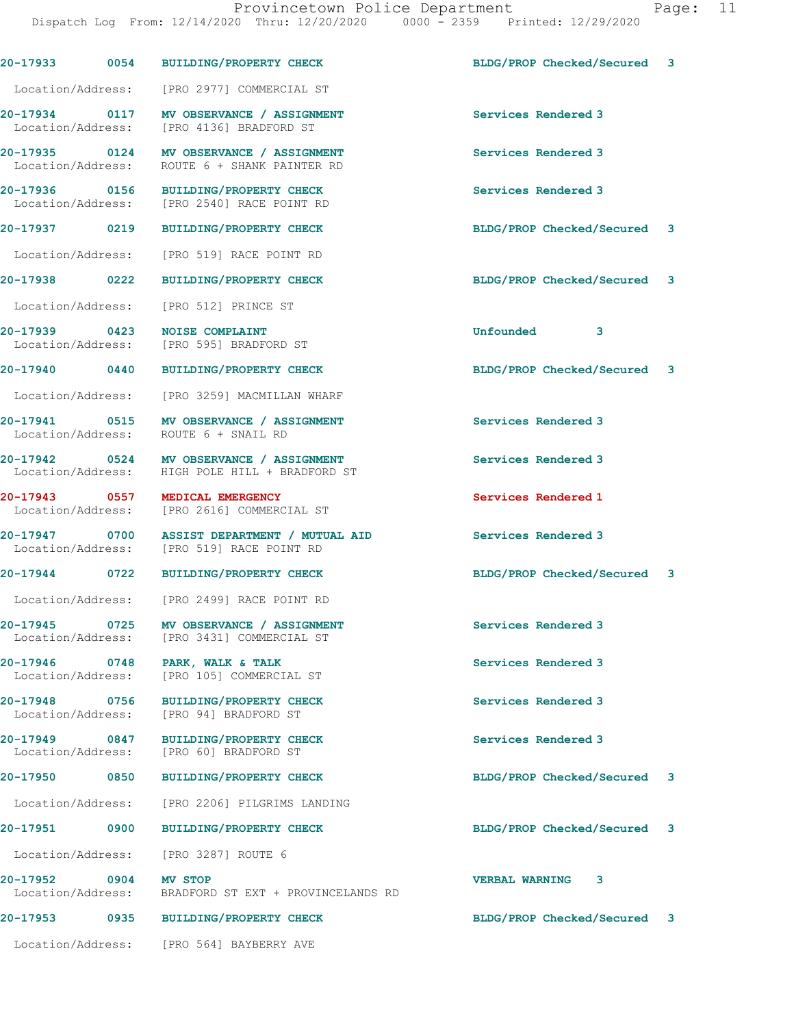| Call Number | Time | Call Reason | Action | Priority |
|---|---|---|---|---|
| 20-17933 | 0054 | BUILDING/PROPERTY CHECK | BLDG/PROP Checked/Secured | 3 |
| Location/Address: | | [PRO 2977] COMMERCIAL ST | | |
| 20-17934 | 0117 | MV OBSERVANCE / ASSIGNMENT | Services Rendered | 3 |
| Location/Address: | | [PRO 4136] BRADFORD ST | | |
| 20-17935 | 0124 | MV OBSERVANCE / ASSIGNMENT | Services Rendered | 3 |
| Location/Address: | | ROUTE 6 + SHANK PAINTER RD | | |
| 20-17936 | 0156 | BUILDING/PROPERTY CHECK | Services Rendered | 3 |
| Location/Address: | | [PRO 2540] RACE POINT RD | | |
| 20-17937 | 0219 | BUILDING/PROPERTY CHECK | BLDG/PROP Checked/Secured | 3 |
| Location/Address: | | [PRO 519] RACE POINT RD | | |
| 20-17938 | 0222 | BUILDING/PROPERTY CHECK | BLDG/PROP Checked/Secured | 3 |
| Location/Address: | | [PRO 512] PRINCE ST | | |
| 20-17939 | 0423 | NOISE COMPLAINT | Unfounded | 3 |
| Location/Address: | | [PRO 595] BRADFORD ST | | |
| 20-17940 | 0440 | BUILDING/PROPERTY CHECK | BLDG/PROP Checked/Secured | 3 |
| Location/Address: | | [PRO 3259] MACMILLAN WHARF | | |
| 20-17941 | 0515 | MV OBSERVANCE / ASSIGNMENT | Services Rendered | 3 |
| Location/Address: | | ROUTE 6 + SNAIL RD | | |
| 20-17942 | 0524 | MV OBSERVANCE / ASSIGNMENT | Services Rendered | 3 |
| Location/Address: | | HIGH POLE HILL + BRADFORD ST | | |
| 20-17943 | 0557 | MEDICAL EMERGENCY | Services Rendered | 1 |
| Location/Address: | | [PRO 2616] COMMERCIAL ST | | |
| 20-17947 | 0700 | ASSIST DEPARTMENT / MUTUAL AID | Services Rendered | 3 |
| Location/Address: | | [PRO 519] RACE POINT RD | | |
| 20-17944 | 0722 | BUILDING/PROPERTY CHECK | BLDG/PROP Checked/Secured | 3 |
| Location/Address: | | [PRO 2499] RACE POINT RD | | |
| 20-17945 | 0725 | MV OBSERVANCE / ASSIGNMENT | Services Rendered | 3 |
| Location/Address: | | [PRO 3431] COMMERCIAL ST | | |
| 20-17946 | 0748 | PARK, WALK & TALK | Services Rendered | 3 |
| Location/Address: | | [PRO 105] COMMERCIAL ST | | |
| 20-17948 | 0756 | BUILDING/PROPERTY CHECK | Services Rendered | 3 |
| Location/Address: | | [PRO 94] BRADFORD ST | | |
| 20-17949 | 0847 | BUILDING/PROPERTY CHECK | Services Rendered | 3 |
| Location/Address: | | [PRO 60] BRADFORD ST | | |
| 20-17950 | 0850 | BUILDING/PROPERTY CHECK | BLDG/PROP Checked/Secured | 3 |
| Location/Address: | | [PRO 2206] PILGRIMS LANDING | | |
| 20-17951 | 0900 | BUILDING/PROPERTY CHECK | BLDG/PROP Checked/Secured | 3 |
| Location/Address: | | [PRO 3287] ROUTE 6 | | |
| 20-17952 | 0904 | MV STOP | VERBAL WARNING | 3 |
| Location/Address: | | BRADFORD ST EXT + PROVINCELANDS RD | | |
| 20-17953 | 0935 | BUILDING/PROPERTY CHECK | BLDG/PROP Checked/Secured | 3 |
| Location/Address: | | [PRO 564] BAYBERRY AVE | | |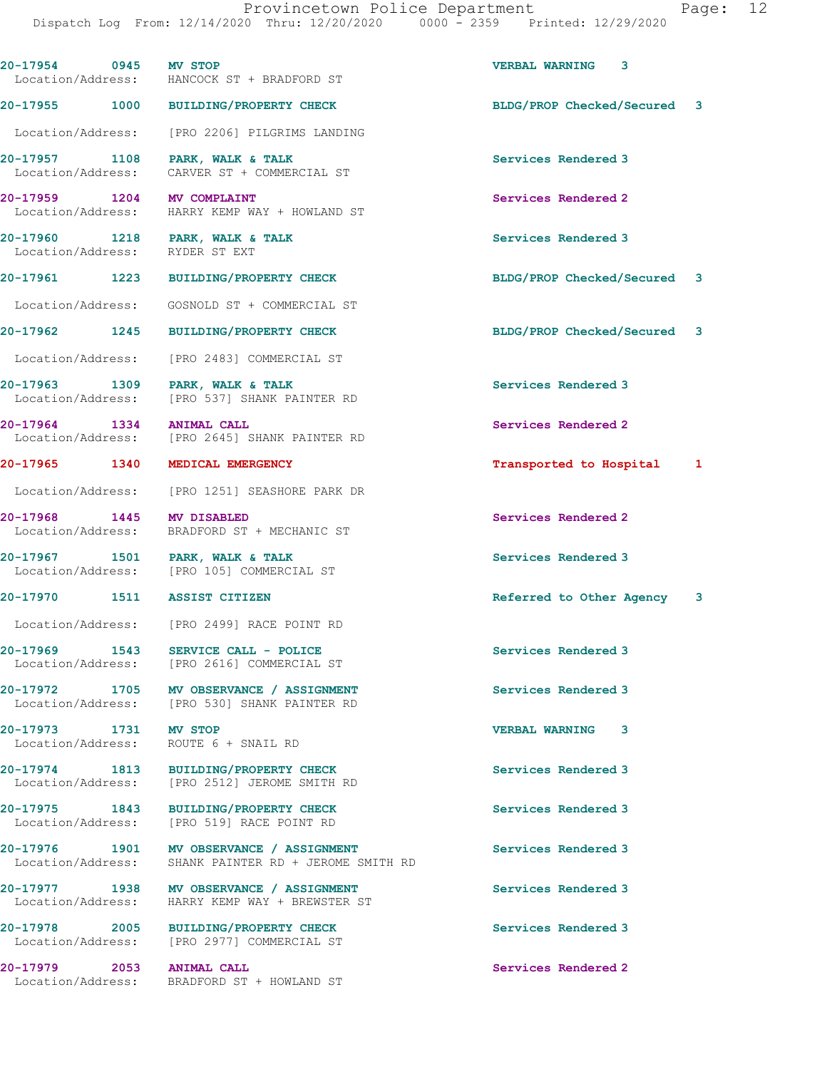| Call Number | Time | Call Reason | Action | Priority |
|---|---|---|---|---|
| 20-17954 | 0945 | MV STOP | VERBAL WARNING | 3 |
| Location/Address: | | HANCOCK ST + BRADFORD ST | | |
| 20-17955 | 1000 | BUILDING/PROPERTY CHECK | BLDG/PROP Checked/Secured | 3 |
| Location/Address: | | [PRO 2206] PILGRIMS LANDING | | |
| 20-17957 | 1108 | PARK, WALK & TALK | Services Rendered | 3 |
| Location/Address: | | CARVER ST + COMMERCIAL ST | | |
| 20-17959 | 1204 | MV COMPLAINT | Services Rendered | 2 |
| Location/Address: | | HARRY KEMP WAY + HOWLAND ST | | |
| 20-17960 | 1218 | PARK, WALK & TALK | Services Rendered | 3 |
| Location/Address: | | RYDER ST EXT | | |
| 20-17961 | 1223 | BUILDING/PROPERTY CHECK | BLDG/PROP Checked/Secured | 3 |
| Location/Address: | | GOSNOLD ST + COMMERCIAL ST | | |
| 20-17962 | 1245 | BUILDING/PROPERTY CHECK | BLDG/PROP Checked/Secured | 3 |
| Location/Address: | | [PRO 2483] COMMERCIAL ST | | |
| 20-17963 | 1309 | PARK, WALK & TALK | Services Rendered | 3 |
| Location/Address: | | [PRO 537] SHANK PAINTER RD | | |
| 20-17964 | 1334 | ANIMAL CALL | Services Rendered | 2 |
| Location/Address: | | [PRO 2645] SHANK PAINTER RD | | |
| 20-17965 | 1340 | MEDICAL EMERGENCY | Transported to Hospital | 1 |
| Location/Address: | | [PRO 1251] SEASHORE PARK DR | | |
| 20-17968 | 1445 | MV DISABLED | Services Rendered | 2 |
| Location/Address: | | BRADFORD ST + MECHANIC ST | | |
| 20-17967 | 1501 | PARK, WALK & TALK | Services Rendered | 3 |
| Location/Address: | | [PRO 105] COMMERCIAL ST | | |
| 20-17970 | 1511 | ASSIST CITIZEN | Referred to Other Agency | 3 |
| Location/Address: | | [PRO 2499] RACE POINT RD | | |
| 20-17969 | 1543 | SERVICE CALL - POLICE | Services Rendered | 3 |
| Location/Address: | | [PRO 2616] COMMERCIAL ST | | |
| 20-17972 | 1705 | MV OBSERVANCE / ASSIGNMENT | Services Rendered | 3 |
| Location/Address: | | [PRO 530] SHANK PAINTER RD | | |
| 20-17973 | 1731 | MV STOP | VERBAL WARNING | 3 |
| Location/Address: | | ROUTE 6 + SNAIL RD | | |
| 20-17974 | 1813 | BUILDING/PROPERTY CHECK | Services Rendered | 3 |
| Location/Address: | | [PRO 2512] JEROME SMITH RD | | |
| 20-17975 | 1843 | BUILDING/PROPERTY CHECK | Services Rendered | 3 |
| Location/Address: | | [PRO 519] RACE POINT RD | | |
| 20-17976 | 1901 | MV OBSERVANCE / ASSIGNMENT | Services Rendered | 3 |
| Location/Address: | | SHANK PAINTER RD + JEROME SMITH RD | | |
| 20-17977 | 1938 | MV OBSERVANCE / ASSIGNMENT | Services Rendered | 3 |
| Location/Address: | | HARRY KEMP WAY + BREWSTER ST | | |
| 20-17978 | 2005 | BUILDING/PROPERTY CHECK | Services Rendered | 3 |
| Location/Address: | | [PRO 2977] COMMERCIAL ST | | |
| 20-17979 | 2053 | ANIMAL CALL | Services Rendered | 2 |
| Location/Address: | | BRADFORD ST + HOWLAND ST | | |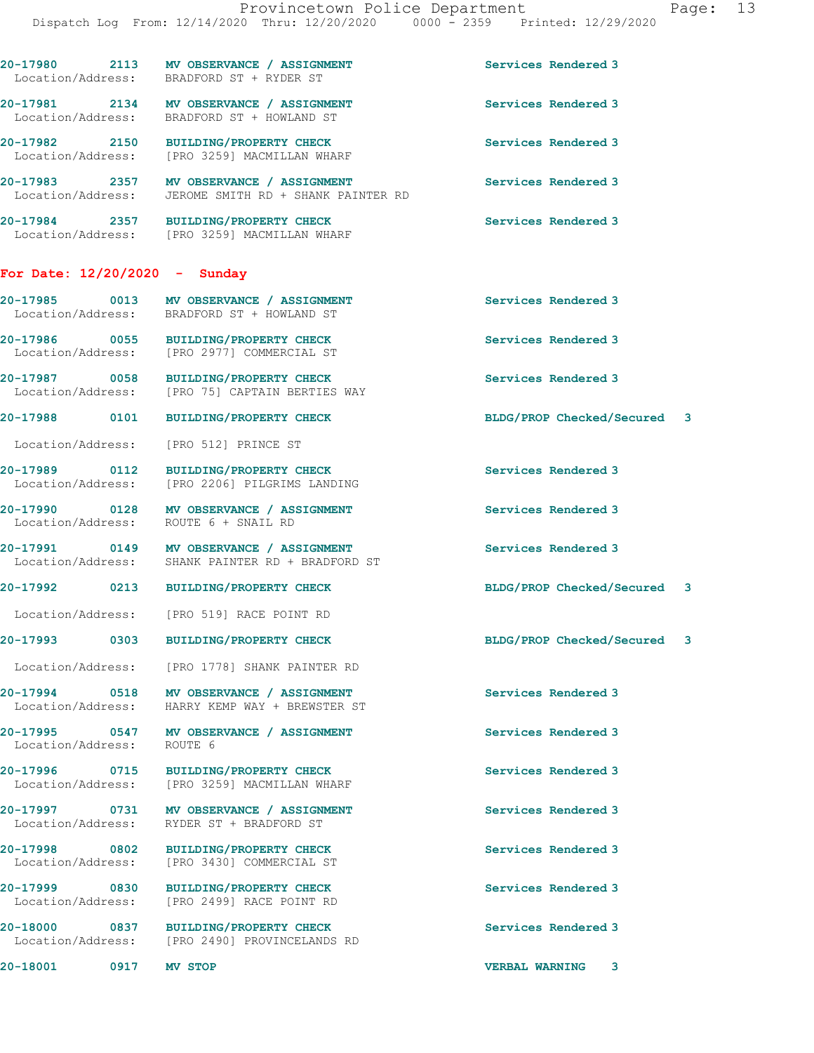20-17980 2113 **MV OBSERVANCE / ASSIGNMENT** Services Rendered 3
Location/Address: BRADFORD ST + RYDER ST

20-17981 2134 **MV OBSERVANCE / ASSIGNMENT** Services Rendered 3
Location/Address: BRADFORD ST + HOWLAND ST

20-17982 2150 **BUILDING/PROPERTY CHECK** Services Rendered 3
Location/Address: [PRO 3259] MACMILLAN WHARF

20-17983 2357 **MV OBSERVANCE / ASSIGNMENT** Services Rendered 3
Location/Address: JEROME SMITH RD + SHANK PAINTER RD

20-17984 2357 **BUILDING/PROPERTY CHECK** Services Rendered 3
Location/Address: [PRO 3259] MACMILLAN WHARF

## For Date: 12/20/2020 - Sunday

20-17985 0013 **MV OBSERVANCE / ASSIGNMENT** Services Rendered 3
Location/Address: BRADFORD ST + HOWLAND ST

20-17986 0055 **BUILDING/PROPERTY CHECK** Services Rendered 3
Location/Address: [PRO 2977] COMMERCIAL ST

20-17987 0058 **BUILDING/PROPERTY CHECK** Services Rendered 3
Location/Address: [PRO 75] CAPTAIN BERTIES WAY

20-17988 0101 **BUILDING/PROPERTY CHECK** BLDG/PROP Checked/Secured 3
Location/Address: [PRO 512] PRINCE ST

20-17989 0112 **BUILDING/PROPERTY CHECK** Services Rendered 3
Location/Address: [PRO 2206] PILGRIMS LANDING

20-17990 0128 **MV OBSERVANCE / ASSIGNMENT** Services Rendered 3
Location/Address: ROUTE 6 + SNAIL RD

20-17991 0149 **MV OBSERVANCE / ASSIGNMENT** Services Rendered 3
Location/Address: SHANK PAINTER RD + BRADFORD ST

20-17992 0213 **BUILDING/PROPERTY CHECK** BLDG/PROP Checked/Secured 3
Location/Address: [PRO 519] RACE POINT RD

20-17993 0303 **BUILDING/PROPERTY CHECK** BLDG/PROP Checked/Secured 3
Location/Address: [PRO 1778] SHANK PAINTER RD

20-17994 0518 **MV OBSERVANCE / ASSIGNMENT** Services Rendered 3
Location/Address: HARRY KEMP WAY + BREWSTER ST

20-17995 0547 **MV OBSERVANCE / ASSIGNMENT** Services Rendered 3
Location/Address: ROUTE 6

20-17996 0715 **BUILDING/PROPERTY CHECK** Services Rendered 3
Location/Address: [PRO 3259] MACMILLAN WHARF

20-17997 0731 **MV OBSERVANCE / ASSIGNMENT** Services Rendered 3
Location/Address: RYDER ST + BRADFORD ST

20-17998 0802 **BUILDING/PROPERTY CHECK** Services Rendered 3
Location/Address: [PRO 3430] COMMERCIAL ST

20-17999 0830 **BUILDING/PROPERTY CHECK** Services Rendered 3
Location/Address: [PRO 2499] RACE POINT RD

20-18000 0837 **BUILDING/PROPERTY CHECK** Services Rendered 3
Location/Address: [PRO 2490] PROVINCELANDS RD

20-18001 0917 **MV STOP** VERBAL WARNING 3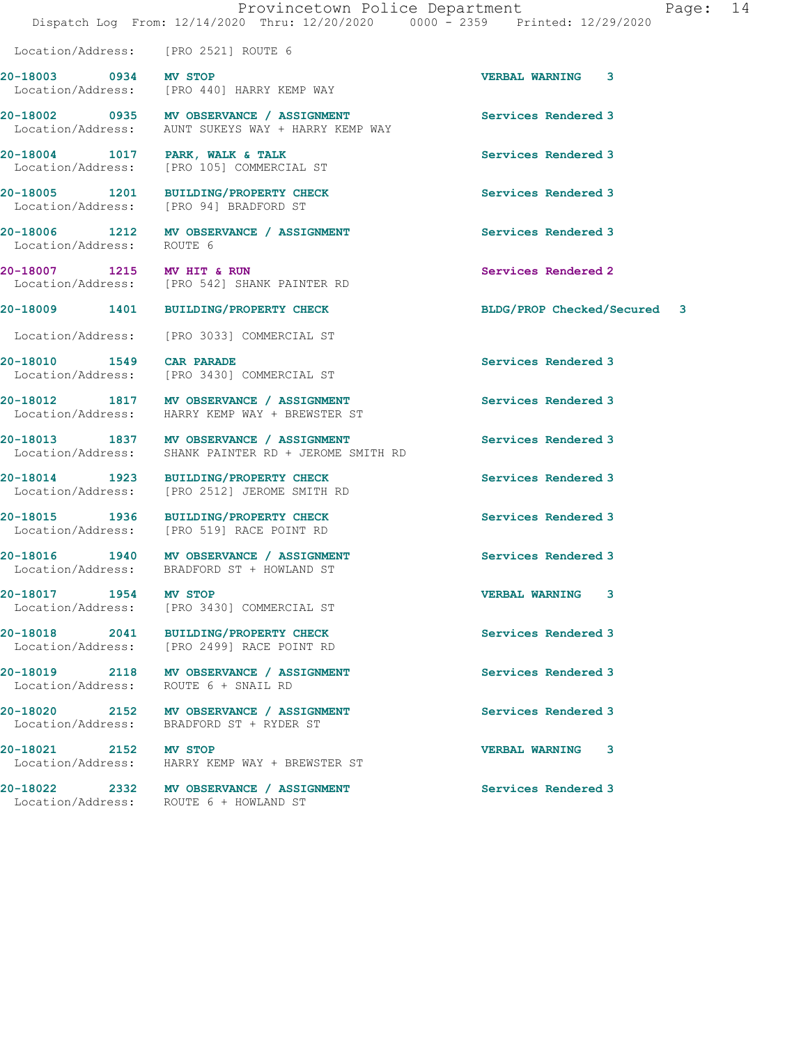Location/Address: [PRO 2521] ROUTE 6

**20-18003 0934 MV STOP** — VERBAL WARNING 3
Location/Address: [PRO 440] HARRY KEMP WAY

**20-18002 0935 MV OBSERVANCE / ASSIGNMENT** — Services Rendered 3
Location/Address: AUNT SUKEYS WAY + HARRY KEMP WAY

**20-18004 1017 PARK, WALK & TALK** — Services Rendered 3
Location/Address: [PRO 105] COMMERCIAL ST

**20-18005 1201 BUILDING/PROPERTY CHECK** — Services Rendered 3
Location/Address: [PRO 94] BRADFORD ST

**20-18006 1212 MV OBSERVANCE / ASSIGNMENT** — Services Rendered 3
Location/Address: ROUTE 6

**20-18007 1215 MV HIT & RUN** — Services Rendered 2
Location/Address: [PRO 542] SHANK PAINTER RD

**20-18009 1401 BUILDING/PROPERTY CHECK** — BLDG/PROP Checked/Secured 3
Location/Address: [PRO 3033] COMMERCIAL ST

**20-18010 1549 CAR PARADE** — Services Rendered 3
Location/Address: [PRO 3430] COMMERCIAL ST

**20-18012 1817 MV OBSERVANCE / ASSIGNMENT** — Services Rendered 3
Location/Address: HARRY KEMP WAY + BREWSTER ST

**20-18013 1837 MV OBSERVANCE / ASSIGNMENT** — Services Rendered 3
Location/Address: SHANK PAINTER RD + JEROME SMITH RD

**20-18014 1923 BUILDING/PROPERTY CHECK** — Services Rendered 3
Location/Address: [PRO 2512] JEROME SMITH RD

**20-18015 1936 BUILDING/PROPERTY CHECK** — Services Rendered 3
Location/Address: [PRO 519] RACE POINT RD

**20-18016 1940 MV OBSERVANCE / ASSIGNMENT** — Services Rendered 3
Location/Address: BRADFORD ST + HOWLAND ST

**20-18017 1954 MV STOP** — VERBAL WARNING 3
Location/Address: [PRO 3430] COMMERCIAL ST

**20-18018 2041 BUILDING/PROPERTY CHECK** — Services Rendered 3
Location/Address: [PRO 2499] RACE POINT RD

**20-18019 2118 MV OBSERVANCE / ASSIGNMENT** — Services Rendered 3
Location/Address: ROUTE 6 + SNAIL RD

**20-18020 2152 MV OBSERVANCE / ASSIGNMENT** — Services Rendered 3
Location/Address: BRADFORD ST + RYDER ST

**20-18021 2152 MV STOP** — VERBAL WARNING 3
Location/Address: HARRY KEMP WAY + BREWSTER ST

**20-18022 2332 MV OBSERVANCE / ASSIGNMENT** — Services Rendered 3
Location/Address: ROUTE 6 + HOWLAND ST